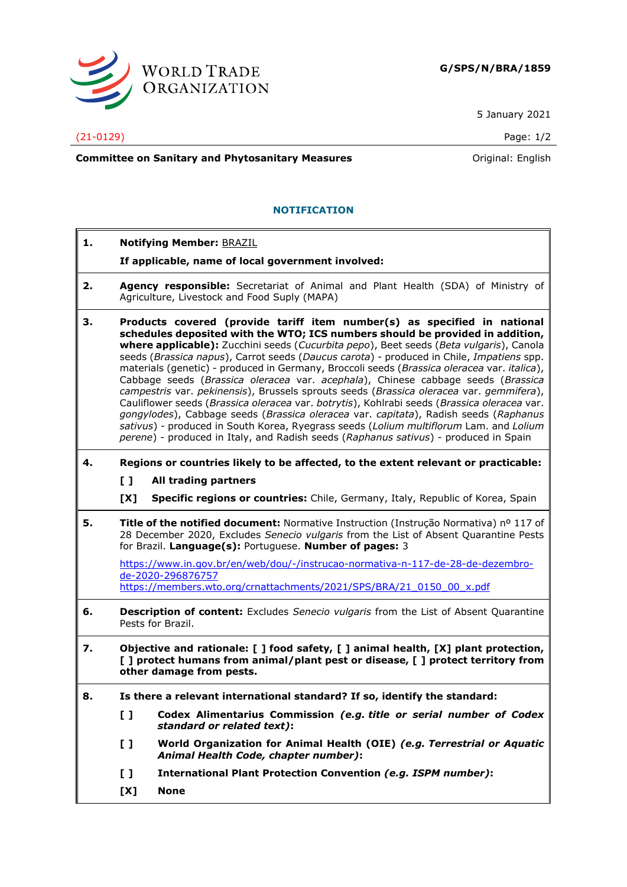**G/SPS/N/BRA/1859**

5 January 2021

(21-0129)

**Committee on Sanitary and Phytosanitary Measures** Original: English

## NOTIFICATION

**1. Notifying Member:** BRAZIL

**If applicable, name of local government involved:**

**2. Agency responsible:** Secretariat of Animal and Plant Health (SDA) of Ministry of Agriculture, Livestock and Food Suply (MAPA)

**3. Products covered (provide tariff item number(s) as specified in national schedules deposited with the WTO; ICS numbers should be provided in addition, where applicable):** Zucchini seeds (*Cucurbita pepo*), Beet seeds (*Beta vulgaris*), Canola seeds (*Brassica napus*), Carrot seeds (*Daucus carota*) - produced in Chile, *Impatiens* spp. materials (genetic) - produced in Germany, Broccoli seeds (*Brassica oleracea* var. *italica*), Cabbage seeds (*Brassica oleracea* var. *acephala*), Chinese cabbage seeds (*Brassica campestris* var. *pekinensis*), Brussels sprouts seeds (*Brassica oleracea* var. *gemmifera*), Cauliflower seeds (*Brassica oleracea* var. *botrytis*), Kohlrabi seeds (*Brassica oleracea* var. *gongylodes*), Cabbage seeds (*Brassica oleracea* var. *capitata*), Radish seeds (*Raphanus sativus*) - produced in South Korea, Ryegrass seeds (*Lolium multiflorum* Lam. and *Lolium perene*) - produced in Italy, and Radish seeds (*Raphanus sativus*) - produced in Spain

**4. Regions or countries likely to be affected, to the extent relevant or practicable:**

[ ] **All trading partners**

[X] **Specific regions or countries:** Chile, Germany, Italy, Republic of Korea, Spain

**5. Title of the notified document:** Normative Instruction (Instrução Normativa) nº 117 of 28 December 2020, Excludes *Senecio vulgaris* from the List of Absent Quarantine Pests for Brazil. **Language(s):** Portuguese. **Number of pages:** 3

https://www.in.gov.br/en/web/dou/-/instrucao-normativa-n-117-de-28-de-dezembro-de-2020-296876757
https://members.wto.org/crnattachments/2021/SPS/BRA/21_0150_00_x.pdf

**6. Description of content:** Excludes *Senecio vulgaris* from the List of Absent Quarantine Pests for Brazil.

**7. Objective and rationale: [ ] food safety, [ ] animal health, [X] plant protection, [ ] protect humans from animal/plant pest or disease, [ ] protect territory from other damage from pests.**

**8. Is there a relevant international standard? If so, identify the standard:**

[ ] **Codex Alimentarius Commission** ***(e.g. title or serial number of Codex standard or related text)*:**

[ ] **World Organization for Animal Health (OIE)** ***(e.g. Terrestrial or Aquatic Animal Health Code, chapter number)*:**

[ ] **International Plant Protection Convention** ***(e.g. ISPM number)*:**

[X] **None**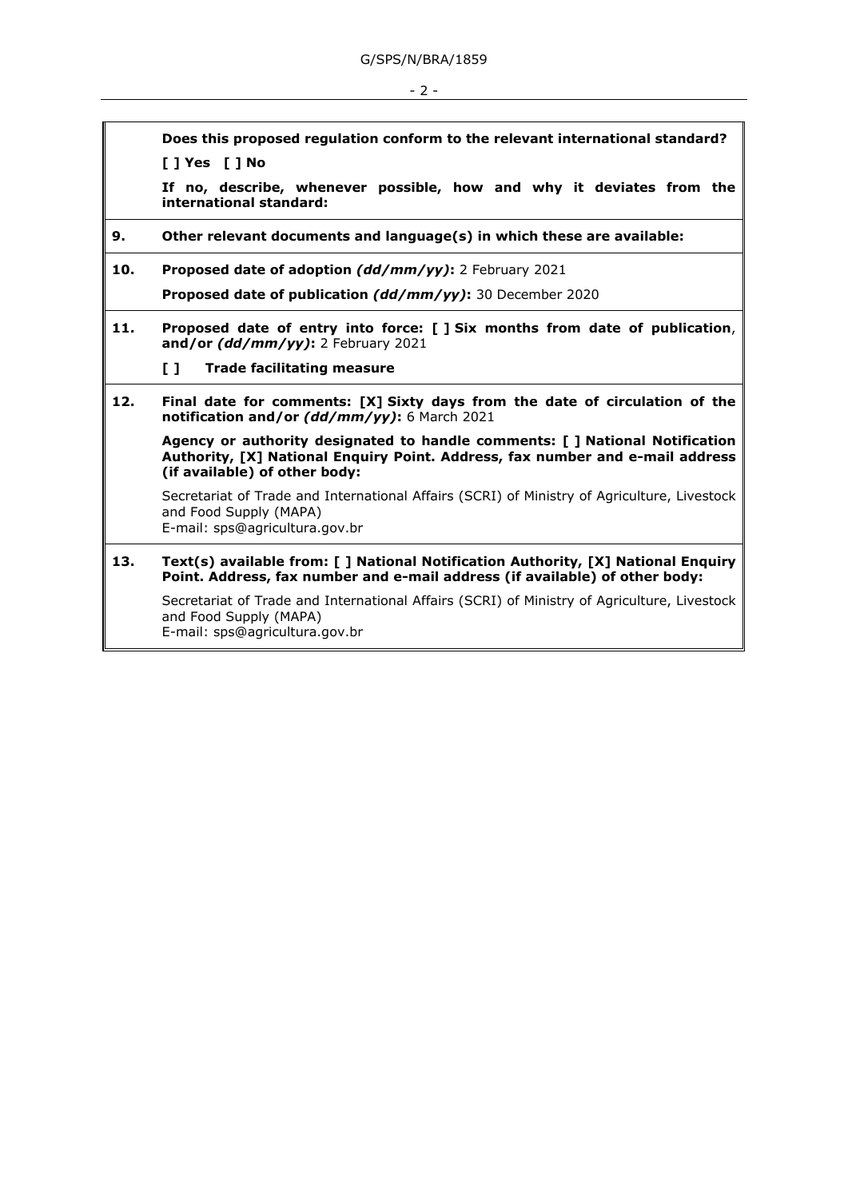**Does this proposed regulation conform to the relevant international standard?**

**[ ] Yes [ ] No**

**If no, describe, whenever possible, how and why it deviates from the international standard:**

**9. Other relevant documents and language(s) in which these are available:**

**10. Proposed date of adoption *(dd/mm/yy)*:** 2 February 2021

**Proposed date of publication *(dd/mm/yy)*:** 30 December 2020

**11. Proposed date of entry into force: [ ] Six months from date of publication**, **and/or *(dd/mm/yy)*:** 2 February 2021

**[ ] Trade facilitating measure**

**12. Final date for comments: [X] Sixty days from the date of circulation of the notification and/or *(dd/mm/yy)*:** 6 March 2021

**Agency or authority designated to handle comments: [ ] National Notification Authority, [X] National Enquiry Point. Address, fax number and e-mail address (if available) of other body:**

Secretariat of Trade and International Affairs (SCRI) of Ministry of Agriculture, Livestock and Food Supply (MAPA)
E-mail: sps@agricultura.gov.br

**13. Text(s) available from: [ ] National Notification Authority, [X] National Enquiry Point. Address, fax number and e-mail address (if available) of other body:**

Secretariat of Trade and International Affairs (SCRI) of Ministry of Agriculture, Livestock and Food Supply (MAPA)
E-mail: sps@agricultura.gov.br